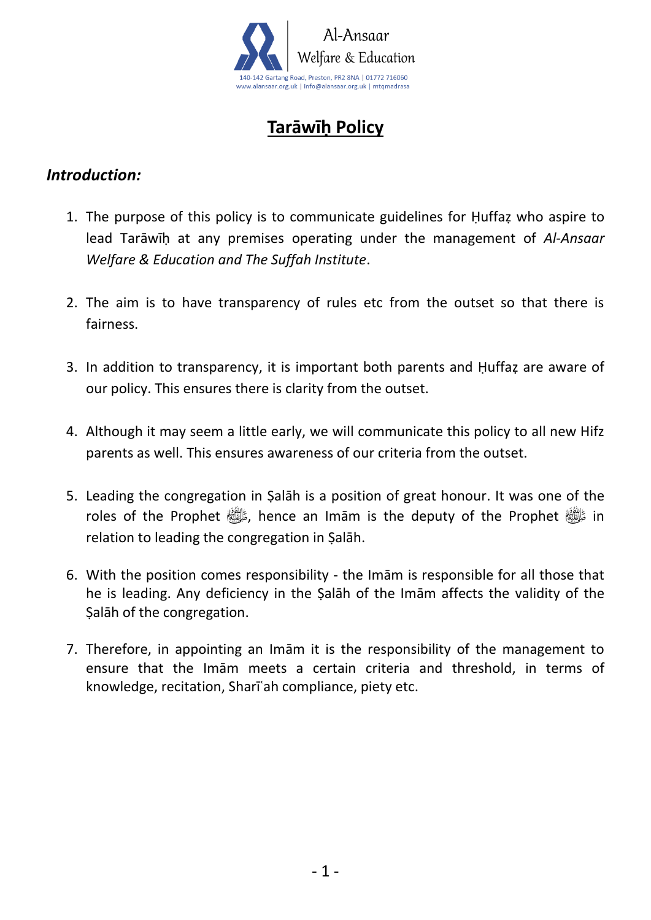Al-Ansaar
Welfare & Education

140-142 Gartang Road, Preston, PR2 8NA | 01772 716060
www.alansaar.org.uk | info@alansaar.org.uk | mtqmadrasa

# Tarāwīḥ Policy

## *Introduction:*

1. The purpose of this policy is to communicate guidelines for Ḥuffaẓ who aspire to lead Tarāwīḥ at any premises operating under the management of *Al-Ansaar Welfare & Education and The Suffah Institute*.

2. The aim is to have transparency of rules etc from the outset so that there is fairness.

3. In addition to transparency, it is important both parents and Ḥuffaẓ are aware of our policy. This ensures there is clarity from the outset.

4. Although it may seem a little early, we will communicate this policy to all new Hifz parents as well. This ensures awareness of our criteria from the outset.

5. Leading the congregation in Ṣalāh is a position of great honour. It was one of the roles of the Prophet ﷺ, hence an Imām is the deputy of the Prophet ﷺ in relation to leading the congregation in Ṣalāh.

6. With the position comes responsibility - the Imām is responsible for all those that he is leading. Any deficiency in the Ṣalāh of the Imām affects the validity of the Ṣalāh of the congregation.

7. Therefore, in appointing an Imām it is the responsibility of the management to ensure that the Imām meets a certain criteria and threshold, in terms of knowledge, recitation, Sharīʿah compliance, piety etc.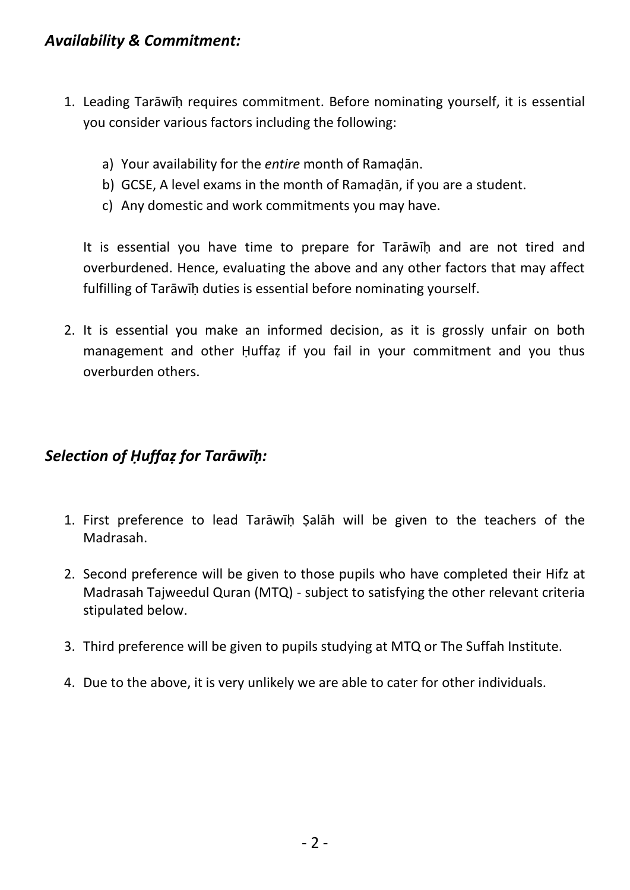### *Availability & Commitment:*

1. Leading Tarāwīḥ requires commitment. Before nominating yourself, it is essential you consider various factors including the following:

    a) Your availability for the *entire* month of Ramaḍān.
    b) GCSE, A level exams in the month of Ramaḍān, if you are a student.
    c) Any domestic and work commitments you may have.

    It is essential you have time to prepare for Tarāwīḥ and are not tired and overburdened. Hence, evaluating the above and any other factors that may affect fulfilling of Tarāwīḥ duties is essential before nominating yourself.

2. It is essential you make an informed decision, as it is grossly unfair on both management and other Ḥuffaẓ if you fail in your commitment and you thus overburden others.

### *Selection of Ḥuffaẓ for Tarāwīḥ:*

1. First preference to lead Tarāwīḥ Ṣalāh will be given to the teachers of the Madrasah.

2. Second preference will be given to those pupils who have completed their Hifz at Madrasah Tajweedul Quran (MTQ) - subject to satisfying the other relevant criteria stipulated below.

3. Third preference will be given to pupils studying at MTQ or The Suffah Institute.

4. Due to the above, it is very unlikely we are able to cater for other individuals.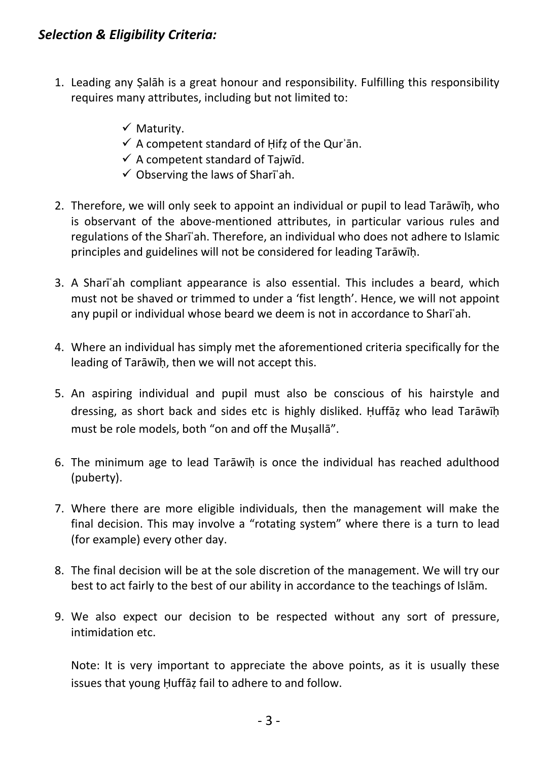## *Selection & Eligibility Criteria:*

1. Leading any Ṣalāh is a great honour and responsibility. Fulfilling this responsibility requires many attributes, including but not limited to:

    - ✓ Maturity.
    - ✓ A competent standard of Ḥifẓ of the Qurʾān.
    - ✓ A competent standard of Tajwīd.
    - ✓ Observing the laws of Sharīʿah.

2. Therefore, we will only seek to appoint an individual or pupil to lead Tarāwīḥ, who is observant of the above-mentioned attributes, in particular various rules and regulations of the Sharīʿah. Therefore, an individual who does not adhere to Islamic principles and guidelines will not be considered for leading Tarāwīḥ.

3. A Sharīʿah compliant appearance is also essential. This includes a beard, which must not be shaved or trimmed to under a 'fist length'. Hence, we will not appoint any pupil or individual whose beard we deem is not in accordance to Sharīʿah.

4. Where an individual has simply met the aforementioned criteria specifically for the leading of Tarāwīḥ, then we will not accept this.

5. An aspiring individual and pupil must also be conscious of his hairstyle and dressing, as short back and sides etc is highly disliked. Ḥuffāẓ who lead Tarāwīḥ must be role models, both "on and off the Muṣallā".

6. The minimum age to lead Tarāwīḥ is once the individual has reached adulthood (puberty).

7. Where there are more eligible individuals, then the management will make the final decision. This may involve a "rotating system" where there is a turn to lead (for example) every other day.

8. The final decision will be at the sole discretion of the management. We will try our best to act fairly to the best of our ability in accordance to the teachings of Islām.

9. We also expect our decision to be respected without any sort of pressure, intimidation etc.

    Note: It is very important to appreciate the above points, as it is usually these issues that young Ḥuffāẓ fail to adhere to and follow.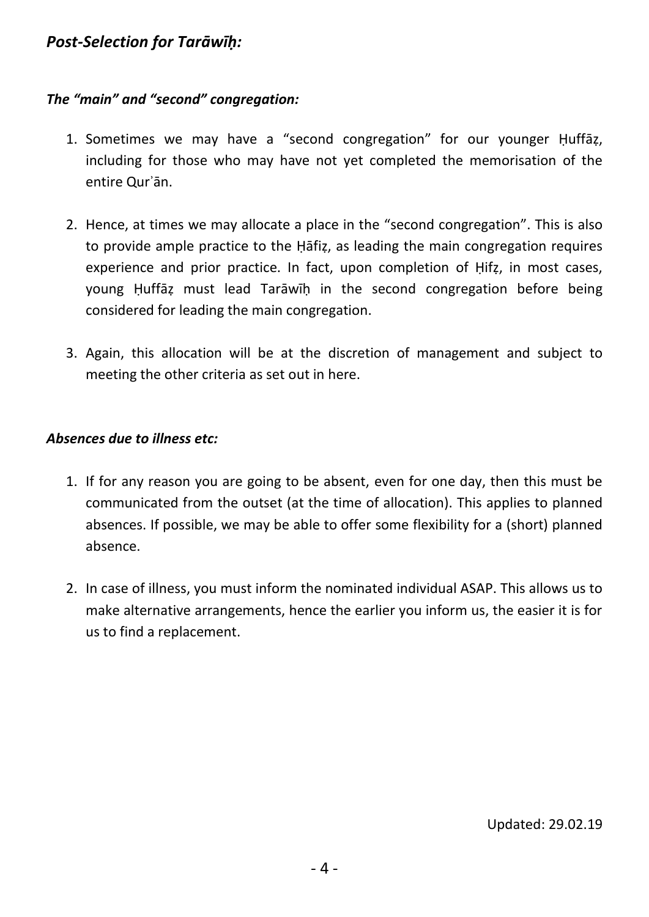## *Post-Selection for Tarāwīḥ:*

### *The "main" and "second" congregation:*

1. Sometimes we may have a "second congregation" for our younger Ḥuffāẓ, including for those who may have not yet completed the memorisation of the entire Qurʾān.

2. Hence, at times we may allocate a place in the "second congregation". This is also to provide ample practice to the Ḥāfiẓ, as leading the main congregation requires experience and prior practice. In fact, upon completion of Ḥifẓ, in most cases, young Ḥuffāẓ must lead Tarāwīḥ in the second congregation before being considered for leading the main congregation.

3. Again, this allocation will be at the discretion of management and subject to meeting the other criteria as set out in here.

### *Absences due to illness etc:*

1. If for any reason you are going to be absent, even for one day, then this must be communicated from the outset (at the time of allocation). This applies to planned absences. If possible, we may be able to offer some flexibility for a (short) planned absence.

2. In case of illness, you must inform the nominated individual ASAP. This allows us to make alternative arrangements, hence the earlier you inform us, the easier it is for us to find a replacement.

Updated: 29.02.19